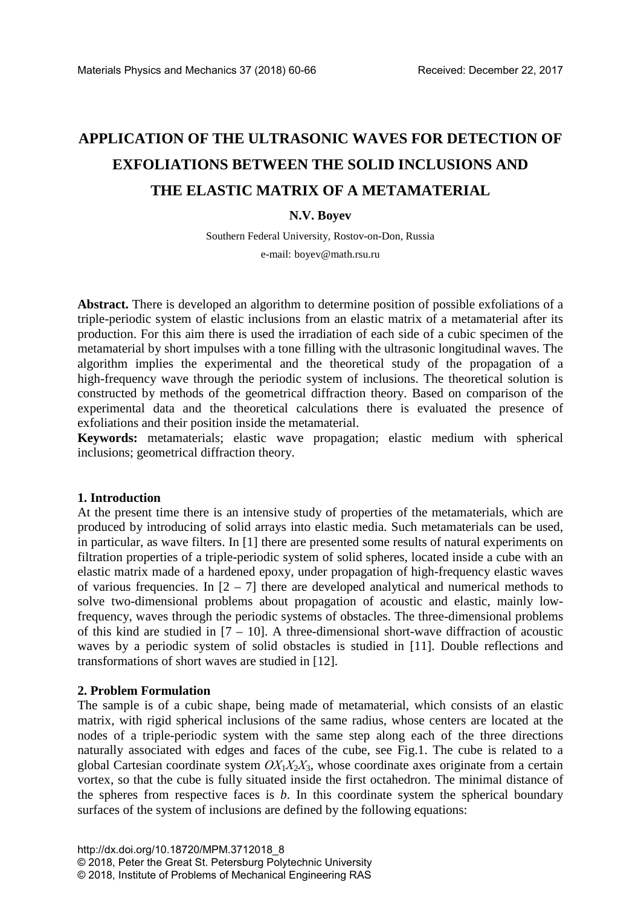# APPLICATION OF THE ULTRASONIC WAVES FOR DETECTION OF EXFOLIATIONS BETWEEN THE SOLID INCLUSIONS AND THE ELASTIC MATRIX OF A METAMATERIAL

**N.V. Boyev**

Southern Federal University, Rostov-on-Don, Russia

e-mail: boyev@math.rsu.ru

**Abstract.** There is developed an algorithm to determine position of possible exfoliations of a triple-periodic system of elastic inclusions from an elastic matrix of a metamaterial after its production. For this aim there is used the irradiation of each side of a cubic specimen of the metamaterial by short impulses with a tone filling with the ultrasonic longitudinal waves. The algorithm implies the experimental and the theoretical study of the propagation of a high-frequency wave through the periodic system of inclusions. The theoretical solution is constructed by methods of the geometrical diffraction theory. Based on comparison of the experimental data and the theoretical calculations there is evaluated the presence of exfoliations and their position inside the metamaterial.

**Keywords:** metamaterials; elastic wave propagation; elastic medium with spherical inclusions; geometrical diffraction theory.

## 1. Introduction

At the present time there is an intensive study of properties of the metamaterials, which are produced by introducing of solid arrays into elastic media. Such metamaterials can be used, in particular, as wave filters. In [1] there are presented some results of natural experiments on filtration properties of a triple-periodic system of solid spheres, located inside a cube with an elastic matrix made of a hardened epoxy, under propagation of high-frequency elastic waves of various frequencies. In [2 – 7] there are developed analytical and numerical methods to solve two-dimensional problems about propagation of acoustic and elastic, mainly low-frequency, waves through the periodic systems of obstacles. The three-dimensional problems of this kind are studied in [7 – 10]. A three-dimensional short-wave diffraction of acoustic waves by a periodic system of solid obstacles is studied in [11]. Double reflections and transformations of short waves are studied in [12].

## 2. Problem Formulation

The sample is of a cubic shape, being made of metamaterial, which consists of an elastic matrix, with rigid spherical inclusions of the same radius, whose centers are located at the nodes of a triple-periodic system with the same step along each of the three directions naturally associated with edges and faces of the cube, see Fig.1. The cube is related to a global Cartesian coordinate system $OX_1X_2X_3$, whose coordinate axes originate from a certain vortex, so that the cube is fully situated inside the first octahedron. The minimal distance of the spheres from respective faces is $b$. In this coordinate system the spherical boundary surfaces of the system of inclusions are defined by the following equations:

http://dx.doi.org/10.18720/MPM.3712018_8

© 2018, Peter the Great St. Petersburg Polytechnic University

© 2018, Institute of Problems of Mechanical Engineering RAS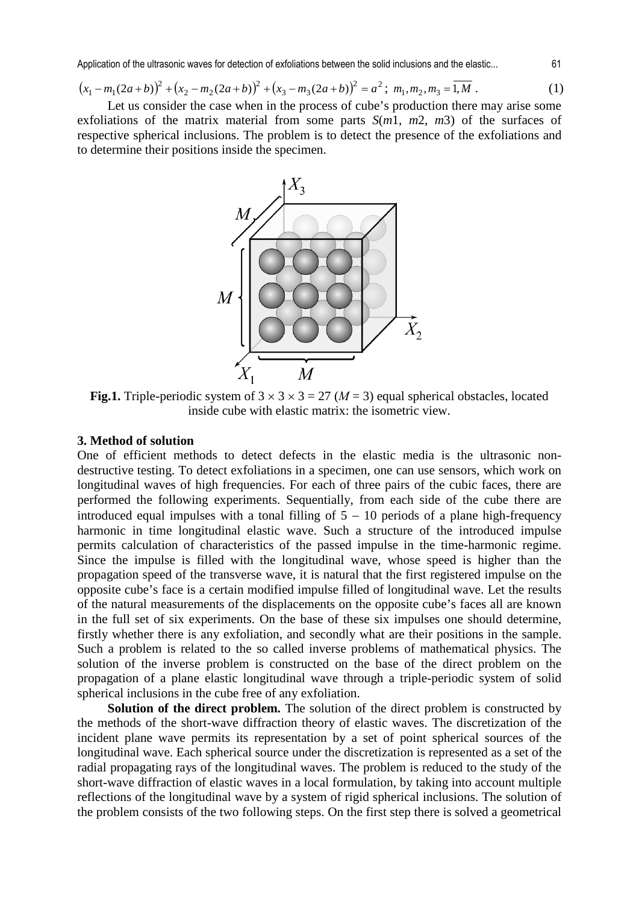$$\left(x_1 - m_1(2a+b)\right)^2 + \left(x_2 - m_2(2a+b)\right)^2 + \left(x_3 - m_3(2a+b)\right)^2 = a^2 ;\; m_1, m_2, m_3 = \overline{1, M} \,. \tag{1}$$

Let us consider the case when in the process of cube's production there may arise some exfoliations of the matrix material from some parts $S(m1, m2, m3)$ of the surfaces of respective spherical inclusions. The problem is to detect the presence of the exfoliations and to determine their positions inside the specimen.

**Fig.1.** Triple-periodic system of $3 \times 3 \times 3 = 27$ ($M = 3$) equal spherical obstacles, located inside cube with elastic matrix: the isometric view.

### 3. Method of solution

One of efficient methods to detect defects in the elastic media is the ultrasonic non-destructive testing. To detect exfoliations in a specimen, one can use sensors, which work on longitudinal waves of high frequencies. For each of three pairs of the cubic faces, there are performed the following experiments. Sequentially, from each side of the cube there are introduced equal impulses with a tonal filling of $5 - 10$ periods of a plane high-frequency harmonic in time longitudinal elastic wave. Such a structure of the introduced impulse permits calculation of characteristics of the passed impulse in the time-harmonic regime. Since the impulse is filled with the longitudinal wave, whose speed is higher than the propagation speed of the transverse wave, it is natural that the first registered impulse on the opposite cube's face is a certain modified impulse filled of longitudinal wave. Let the results of the natural measurements of the displacements on the opposite cube's faces all are known in the full set of six experiments. On the base of these six impulses one should determine, firstly whether there is any exfoliation, and secondly what are their positions in the sample. Such a problem is related to the so called inverse problems of mathematical physics. The solution of the inverse problem is constructed on the base of the direct problem on the propagation of a plane elastic longitudinal wave through a triple-periodic system of solid spherical inclusions in the cube free of any exfoliation.

**Solution of the direct problem.** The solution of the direct problem is constructed by the methods of the short-wave diffraction theory of elastic waves. The discretization of the incident plane wave permits its representation by a set of point spherical sources of the longitudinal wave. Each spherical source under the discretization is represented as a set of the radial propagating rays of the longitudinal waves. The problem is reduced to the study of the short-wave diffraction of elastic waves in a local formulation, by taking into account multiple reflections of the longitudinal wave by a system of rigid spherical inclusions. The solution of the problem consists of the two following steps. On the first step there is solved a geometrical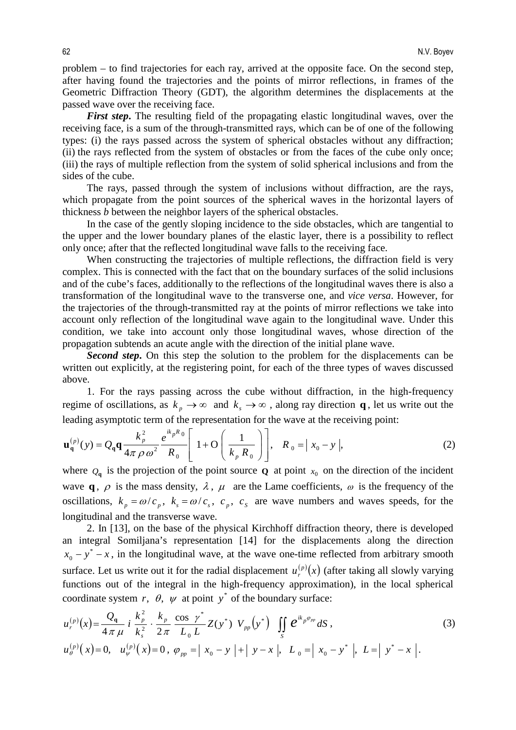problem – to find trajectories for each ray, arrived at the opposite face. On the second step, after having found the trajectories and the points of mirror reflections, in frames of the Geometric Diffraction Theory (GDT), the algorithm determines the displacements at the passed wave over the receiving face.

***First step.*** The resulting field of the propagating elastic longitudinal waves, over the receiving face, is a sum of the through-transmitted rays, which can be of one of the following types: (i) the rays passed across the system of spherical obstacles without any diffraction; (ii) the rays reflected from the system of obstacles or from the faces of the cube only once; (iii) the rays of multiple reflection from the system of solid spherical inclusions and from the sides of the cube.

The rays, passed through the system of inclusions without diffraction, are the rays, which propagate from the point sources of the spherical waves in the horizontal layers of thickness $b$ between the neighbor layers of the spherical obstacles.

In the case of the gently sloping incidence to the side obstacles, which are tangential to the upper and the lower boundary planes of the elastic layer, there is a possibility to reflect only once; after that the reflected longitudinal wave falls to the receiving face.

When constructing the trajectories of multiple reflections, the diffraction field is very complex. This is connected with the fact that on the boundary surfaces of the solid inclusions and of the cube's faces, additionally to the reflections of the longitudinal waves there is also a transformation of the longitudinal wave to the transverse one, and *vice versa*. However, for the trajectories of the through-transmitted ray at the points of mirror reflections we take into account only reflection of the longitudinal wave again to the longitudinal wave. Under this condition, we take into account only those longitudinal waves, whose direction of the propagation subtends an acute angle with the direction of the initial plane wave.

***Second step.*** On this step the solution to the problem for the displacements can be written out explicitly, at the registering point, for each of the three types of waves discussed above.

1. For the rays passing across the cube without diffraction, in the high-frequency regime of oscillations, as $k_p \to \infty$ and $k_s \to \infty$, along ray direction $\mathbf{q}$, let us write out the leading asymptotic term of the representation for the wave at the receiving point:

$$\mathbf{u}_{\mathbf{q}}^{(p)}(y) = Q_{\mathbf{q}}\mathbf{q}\frac{k_p^2}{4\pi\rho\omega^2}\frac{e^{ik_pR_0}}{R_0}\left[1 + \mathrm{O}\left(\frac{1}{k_p R_0}\right)\right], \quad R_0 = |\, x_0 - y \,|, \tag{2}$$

where $Q_{\mathbf{q}}$ is the projection of the point source $\mathbf{Q}$ at point $x_0$ on the direction of the incident wave $\mathbf{q}$, $\rho$ is the mass density, $\lambda$, $\mu$ are the Lame coefficients, $\omega$ is the frequency of the oscillations, $k_p = \omega / c_p$, $k_s = \omega / c_s$, $c_p$, $c_S$ are wave numbers and waves speeds, for the longitudinal and the transverse wave.

2. In [13], on the base of the physical Kirchhoff diffraction theory, there is developed an integral Somiljana's representation [14] for the displacements along the direction $x_0 - y^* - x$, in the longitudinal wave, at the wave one-time reflected from arbitrary smooth surface. Let us write out it for the radial displacement $u_r^{(p)}(x)$ (after taking all slowly varying functions out of the integral in the high-frequency approximation), in the local spherical coordinate system $r$, $\theta$, $\psi$ at point $y^*$ of the boundary surface:

$$u_r^{(p)}(x) = \frac{Q_{\mathbf{q}}}{4\pi\mu}\, i\, \frac{k_p^2}{k_s^2}\cdot\frac{k_p}{2\pi}\,\frac{\cos\,\gamma^*}{L_0\, L}\, Z(y^*)\; V_{pp}\left(y^*\right)\;\iint\limits_S e^{ik_p\varphi_{pp}}\,dS\,, \tag{3}$$

$$u_\theta^{(p)}(x) = 0, \quad u_\psi^{(p)}(x) = 0\,, \; \varphi_{pp} = |\, x_0 - y \,| + |\, y - x \,|, \;\; L_0 = |\, x_0 - y^* \,|, \; L = |\, y^* - x \,|.$$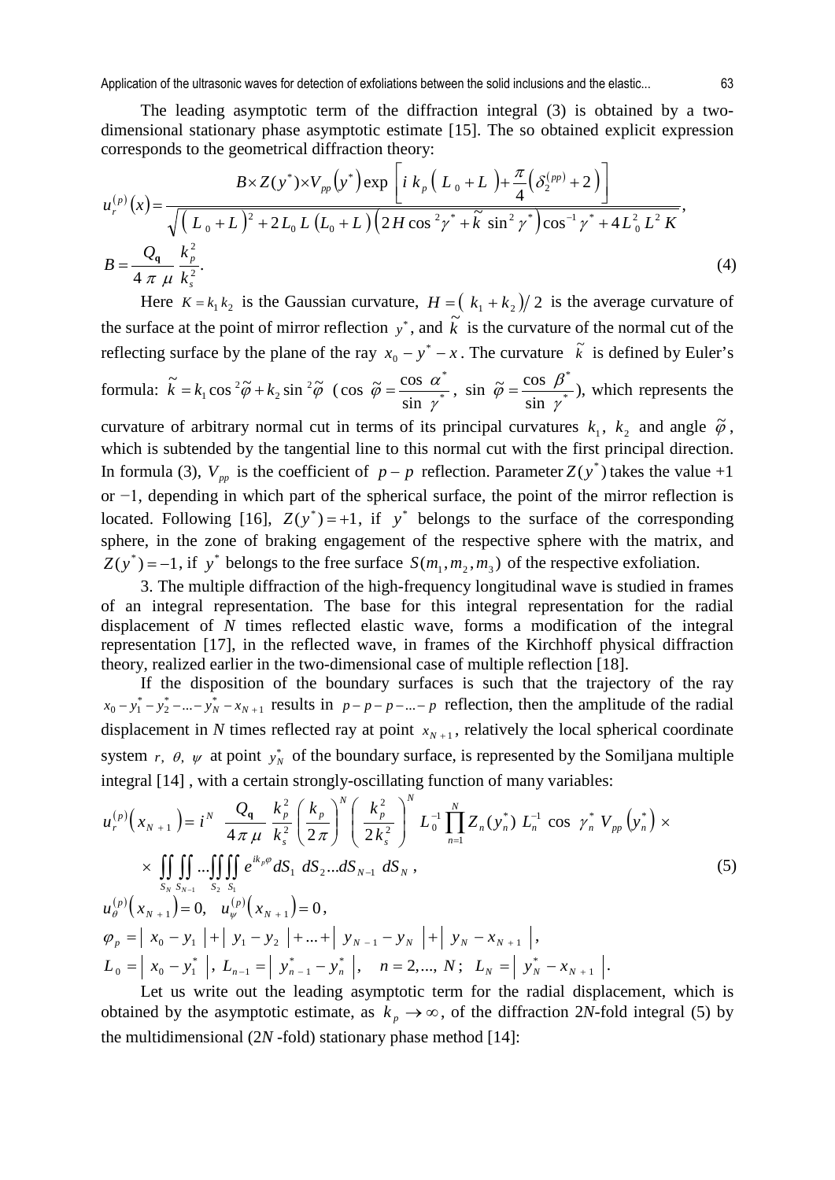The leading asymptotic term of the diffraction integral (3) is obtained by a two-dimensional stationary phase asymptotic estimate [15]. The so obtained explicit expression corresponds to the geometrical diffraction theory:

$$u_r^{(p)}(x) = \frac{B \times Z(y^*) \times V_{pp}(y^*) \exp\left[ i\, k_p \left( L_0 + L \right) + \frac{\pi}{4}\left( \delta_2^{(pp)} + 2 \right) \right]}{\sqrt{\left( L_0 + L \right)^2 + 2 L_0\, L \left( L_0 + L \right) \left( 2H \cos^2 \gamma^* + \tilde{k} \sin^2 \gamma^* \right) \cos^{-1} \gamma^* + 4 L_0^2\, L^2\, K}},$$

$$B = \frac{Q_{\mathbf{q}}}{4\,\pi\,\mu}\,\frac{k_p^2}{k_s^2}. \tag{4}$$

Here $K = k_1 k_2$ is the Gaussian curvature, $H = \left( k_1 + k_2 \right)/2$ is the average curvature of the surface at the point of mirror reflection $y^*$, and $\tilde{k}$ is the curvature of the normal cut of the reflecting surface by the plane of the ray $x_0 - y^* - x$. The curvature $\tilde{k}$ is defined by Euler's formula: $\tilde{k} = k_1 \cos^2 \tilde{\varphi} + k_2 \sin^2 \tilde{\varphi}$ ($\cos \tilde{\varphi} = \frac{\cos \alpha^*}{\sin \gamma^*}$, $\sin \tilde{\varphi} = \frac{\cos \beta^*}{\sin \gamma^*}$), which represents the curvature of arbitrary normal cut in terms of its principal curvatures $k_1$, $k_2$ and angle $\tilde{\varphi}$, which is subtended by the tangential line to this normal cut with the first principal direction. In formula (3), $V_{pp}$ is the coefficient of $p-p$ reflection. Parameter $Z(y^*)$ takes the value +1 or −1, depending in which part of the spherical surface, the point of the mirror reflection is located. Following [16], $Z(y^*) = +1$, if $y^*$ belongs to the surface of the corresponding sphere, in the zone of braking engagement of the respective sphere with the matrix, and $Z(y^*) = -1$, if $y^*$ belongs to the free surface $S(m_1, m_2, m_3)$ of the respective exfoliation.

3. The multiple diffraction of the high-frequency longitudinal wave is studied in frames of an integral representation. The base for this integral representation for the radial displacement of $N$ times reflected elastic wave, forms a modification of the integral representation [17], in the reflected wave, in frames of the Kirchhoff physical diffraction theory, realized earlier in the two-dimensional case of multiple reflection [18].

If the disposition of the boundary surfaces is such that the trajectory of the ray $x_0 - y_1^* - y_2^* - ... - y_N^* - x_{N+1}$ results in $p - p - p - ... - p$ reflection, then the amplitude of the radial displacement in $N$ times reflected ray at point $x_{N+1}$, relatively the local spherical coordinate system $r,\ \theta,\ \psi$ at point $y_N^*$ of the boundary surface, is represented by the Somiljana multiple integral [14] , with a certain strongly-oscillating function of many variables:

$$u_r^{(p)}\left( x_{N+1} \right) = i^N\ \frac{Q_{\mathbf{q}}}{4\pi\mu}\ \frac{k_p^2}{k_s^2} \left( \frac{k_p}{2\pi} \right)^N \left( \frac{k_p^2}{2k_s^2} \right)^N L_0^{-1} \prod_{n=1}^{N} Z_n(y_n^*)\ L_n^{-1}\ \cos\ \gamma_n^*\ V_{pp}\left( y_n^* \right) \times$$

$$\times \iint_{S_N} \iint_{S_{N-1}} ... \iint_{S_2} \iint_{S_1} e^{i k_p \varphi} dS_1\ dS_2 ... dS_{N-1}\ dS_N\ , \tag{5}$$

$$u_\theta^{(p)}\left( x_{N+1} \right) = 0, \quad u_\psi^{(p)}\left( x_{N+1} \right) = 0\,,$$

$$\varphi_p = \left|\ x_0 - y_1\ \right| + \left|\ y_1 - y_2\ \right| + ... + \left|\ y_{N-1} - y_N\ \right| + \left|\ y_N - x_{N+1}\ \right|,$$

$$L_0 = \left|\ x_0 - y_1^*\ \right|,\ L_{n-1} = \left|\ y_{n-1}^* - y_n^*\ \right|, \quad n = 2, ..., N;\ \ L_N = \left|\ y_N^* - x_{N+1}\ \right|.$$

Let us write out the leading asymptotic term for the radial displacement, which is obtained by the asymptotic estimate, as $k_p \to \infty$, of the diffraction 2$N$-fold integral (5) by the multidimensional (2$N$ -fold) stationary phase method [14]: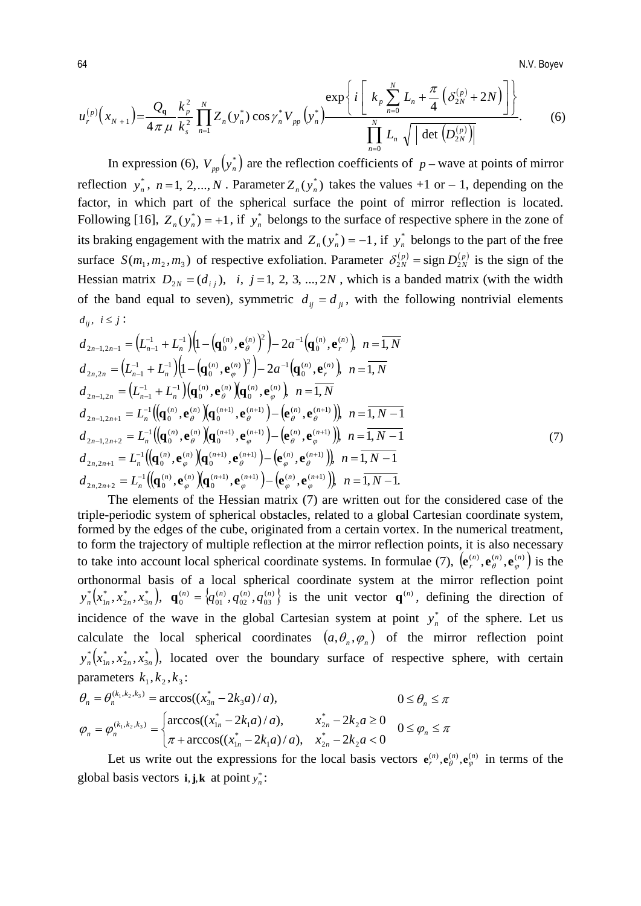$$u_r^{(p)}\left(x_{N+1}\right)=\frac{Q_{\mathbf{q}}}{4\pi\mu}\frac{k_p^2}{k_s^2}\prod_{n=1}^{N}Z_n(y_n^*)\cos\gamma_n^* V_{pp}\left(y_n^*\right)\frac{\exp\left\{i\left[k_p\sum_{n=0}^{N}L_n+\frac{\pi}{4}\left(\delta_{2N}^{(p)}+2N\right)\right]\right\}}{\prod_{n=0}^{N}L_n\sqrt{\left|\det\left(D_{2N}^{(p)}\right)\right|}}. \tag{6}$$

In expression (6), $V_{pp}\left(y_n^*\right)$ are the reflection coefficients of $p$ – wave at points of mirror reflection $y_n^*$, $n=1, 2, ..., N$. Parameter $Z_n(y_n^*)$ takes the values +1 or – 1, depending on the factor, in which part of the spherical surface the point of mirror reflection is located. Following [16], $Z_n(y_n^*)=+1$, if $y_n^*$ belongs to the surface of respective sphere in the zone of its braking engagement with the matrix and $Z_n(y_n^*)=-1$, if $y_n^*$ belongs to the part of the free surface $S(m_1,m_2,m_3)$ of respective exfoliation. Parameter $\delta_{2N}^{(p)}=\operatorname{sign}D_{2N}^{(p)}$ is the sign of the Hessian matrix $D_{2N}=(d_{ij})$, $i, j=1, 2, 3, ..., 2N$, which is a banded matrix (with the width of the band equal to seven), symmetric $d_{ij}=d_{ji}$, with the following nontrivial elements $d_{ij}$, $i\le j$:

$$\begin{aligned}
&d_{2n-1,2n-1}=\left(L_{n-1}^{-1}+L_n^{-1}\right)\left(1-\left(\mathbf{q}_0^{(n)},\mathbf{e}_\theta^{(n)}\right)^2\right)-2a^{-1}\left(\mathbf{q}_0^{(n)},\mathbf{e}_r^{(n)}\right),\ n=\overline{1,N}\\
&d_{2n,2n}=\left(L_{n-1}^{-1}+L_n^{-1}\right)\left(1-\left(\mathbf{q}_0^{(n)},\mathbf{e}_\varphi^{(n)}\right)^2\right)-2a^{-1}\left(\mathbf{q}_0^{(n)},\mathbf{e}_r^{(n)}\right),\ n=\overline{1,N}\\
&d_{2n-1,2n}=\left(L_{n-1}^{-1}+L_n^{-1}\right)\left(\mathbf{q}_0^{(n)},\mathbf{e}_\theta^{(n)}\right)\left(\mathbf{q}_0^{(n)},\mathbf{e}_\varphi^{(n)}\right),\ n=\overline{1,N}\\
&d_{2n-1,2n+1}=L_n^{-1}\left(\left(\mathbf{q}_0^{(n)},\mathbf{e}_\theta^{(n)}\right)\left(\mathbf{q}_0^{(n+1)},\mathbf{e}_\theta^{(n+1)}\right)-\left(\mathbf{e}_\theta^{(n)},\mathbf{e}_\theta^{(n+1)}\right)\right),\ n=\overline{1,N-1}\\
&d_{2n-1,2n+2}=L_n^{-1}\left(\left(\mathbf{q}_0^{(n)},\mathbf{e}_\theta^{(n)}\right)\left(\mathbf{q}_0^{(n+1)},\mathbf{e}_\varphi^{(n+1)}\right)-\left(\mathbf{e}_\theta^{(n)},\mathbf{e}_\varphi^{(n+1)}\right)\right),\ n=\overline{1,N-1}\\
&d_{2n,2n+1}=L_n^{-1}\left(\left(\mathbf{q}_0^{(n)},\mathbf{e}_\varphi^{(n)}\right)\left(\mathbf{q}_0^{(n+1)},\mathbf{e}_\theta^{(n+1)}\right)-\left(\mathbf{e}_\varphi^{(n)},\mathbf{e}_\theta^{(n+1)}\right)\right),\ n=\overline{1,N-1}\\
&d_{2n,2n+2}=L_n^{-1}\left(\left(\mathbf{q}_0^{(n)},\mathbf{e}_\varphi^{(n)}\right)\left(\mathbf{q}_0^{(n+1)},\mathbf{e}_\varphi^{(n+1)}\right)-\left(\mathbf{e}_\varphi^{(n)},\mathbf{e}_\varphi^{(n+1)}\right)\right),\ n=\overline{1,N-1}.
\end{aligned} \tag{7}$$

The elements of the Hessian matrix (7) are written out for the considered case of the triple-periodic system of spherical obstacles, related to a global Cartesian coordinate system, formed by the edges of the cube, originated from a certain vortex. In the numerical treatment, to form the trajectory of multiple reflection at the mirror reflection points, it is also necessary to take into account local spherical coordinate systems. In formulae (7), $\left(\mathbf{e}_r^{(n)},\mathbf{e}_\theta^{(n)},\mathbf{e}_\varphi^{(n)}\right)$ is the orthonormal basis of a local spherical coordinate system at the mirror reflection point $y_n^*\left(x_{1n}^*,x_{2n}^*,x_{3n}^*\right)$, $\mathbf{q}_0^{(n)}=\left\{q_{01}^{(n)},q_{02}^{(n)},q_{03}^{(n)}\right\}$ is the unit vector $\mathbf{q}^{(n)}$, defining the direction of incidence of the wave in the global Cartesian system at point $y_n^*$ of the sphere. Let us calculate the local spherical coordinates $\left(a,\theta_n,\varphi_n\right)$ of the mirror reflection point $y_n^*\left(x_{1n}^*,x_{2n}^*,x_{3n}^*\right)$, located over the boundary surface of respective sphere, with certain parameters $k_1,k_2,k_3$:

$$\theta_n=\theta_n^{(k_1,k_2,k_3)}=\arccos((x_{3n}^*-2k_3a)/a), \qquad 0\le\theta_n\le\pi$$

$$\varphi_n=\varphi_n^{(k_1,k_2,k_3)}=\begin{cases}\arccos((x_{1n}^*-2k_1a)/a), & x_{2n}^*-2k_2a\ge 0\\ \pi+\arccos((x_{1n}^*-2k_1a)/a), & x_{2n}^*-2k_2a<0\end{cases} \qquad 0\le\varphi_n\le\pi$$

Let us write out the expressions for the local basis vectors $\mathbf{e}_r^{(n)},\mathbf{e}_\theta^{(n)},\mathbf{e}_\varphi^{(n)}$ in terms of the global basis vectors $\mathbf{i},\mathbf{j},\mathbf{k}$ at point $y_n^*$: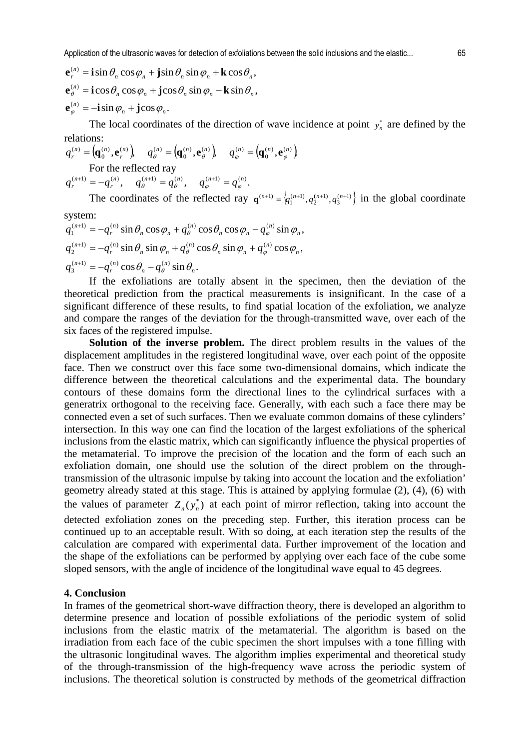$$\mathbf{e}_r^{(n)} = \mathbf{i}\sin\theta_n \cos\varphi_n + \mathbf{j}\sin\theta_n \sin\varphi_n + \mathbf{k}\cos\theta_n,$$

$$\mathbf{e}_\theta^{(n)} = \mathbf{i}\cos\theta_n \cos\varphi_n + \mathbf{j}\cos\theta_n \sin\varphi_n - \mathbf{k}\sin\theta_n,$$

$$\mathbf{e}_\varphi^{(n)} = -\mathbf{i}\sin\varphi_n + \mathbf{j}\cos\varphi_n.$$

The local coordinates of the direction of wave incidence at point $y_n^*$ are defined by the relations:

$$q_r^{(n)} = \left(\mathbf{q}_0^{(n)}, \mathbf{e}_r^{(n)}\right), \quad q_\theta^{(n)} = \left(\mathbf{q}_0^{(n)}, \mathbf{e}_\theta^{(n)}\right), \quad q_\varphi^{(n)} = \left(\mathbf{q}_0^{(n)}, \mathbf{e}_\varphi^{(n)}\right).$$

For the reflected ray

$$q_r^{(n+1)} = -q_r^{(n)}, \quad q_\theta^{(n+1)} = q_\theta^{(n)}, \quad q_\varphi^{(n+1)} = q_\varphi^{(n)}.$$

The coordinates of the reflected ray $\mathbf{q}^{(n+1)} = \left\{q_1^{(n+1)}, q_2^{(n+1)}, q_3^{(n+1)}\right\}$ in the global coordinate system:

$$q_1^{(n+1)} = -q_r^{(n)} \sin\theta_n \cos\varphi_n + q_\theta^{(n)} \cos\theta_n \cos\varphi_n - q_\varphi^{(n)} \sin\varphi_n,$$

$$q_2^{(n+1)} = -q_r^{(n)} \sin\theta_n \sin\varphi_n + q_\theta^{(n)} \cos\theta_n \sin\varphi_n + q_\varphi^{(n)} \cos\varphi_n,$$

$$q_3^{(n+1)} = -q_r^{(n)} \cos\theta_n - q_\theta^{(n)} \sin\theta_n.$$

If the exfoliations are totally absent in the specimen, then the deviation of the theoretical prediction from the practical measurements is insignificant. In the case of a significant difference of these results, to find spatial location of the exfoliation, we analyze and compare the ranges of the deviation for the through-transmitted wave, over each of the six faces of the registered impulse.

**Solution of the inverse problem.** The direct problem results in the values of the displacement amplitudes in the registered longitudinal wave, over each point of the opposite face. Then we construct over this face some two-dimensional domains, which indicate the difference between the theoretical calculations and the experimental data. The boundary contours of these domains form the directional lines to the cylindrical surfaces with a generatrix orthogonal to the receiving face. Generally, with each such a face there may be connected even a set of such surfaces. Then we evaluate common domains of these cylinders' intersection. In this way one can find the location of the largest exfoliations of the spherical inclusions from the elastic matrix, which can significantly influence the physical properties of the metamaterial. To improve the precision of the location and the form of each such an exfoliation domain, one should use the solution of the direct problem on the through-transmission of the ultrasonic impulse by taking into account the location and the exfoliation' geometry already stated at this stage. This is attained by applying formulae (2), (4), (6) with the values of parameter $Z_n(y_n^*)$ at each point of mirror reflection, taking into account the detected exfoliation zones on the preceding step. Further, this iteration process can be continued up to an acceptable result. With so doing, at each iteration step the results of the calculation are compared with experimental data. Further improvement of the location and the shape of the exfoliations can be performed by applying over each face of the cube some sloped sensors, with the angle of incidence of the longitudinal wave equal to 45 degrees.

## 4. Conclusion

In frames of the geometrical short-wave diffraction theory, there is developed an algorithm to determine presence and location of possible exfoliations of the periodic system of solid inclusions from the elastic matrix of the metamaterial. The algorithm is based on the irradiation from each face of the cubic specimen the short impulses with a tone filling with the ultrasonic longitudinal waves. The algorithm implies experimental and theoretical study of the through-transmission of the high-frequency wave across the periodic system of inclusions. The theoretical solution is constructed by methods of the geometrical diffraction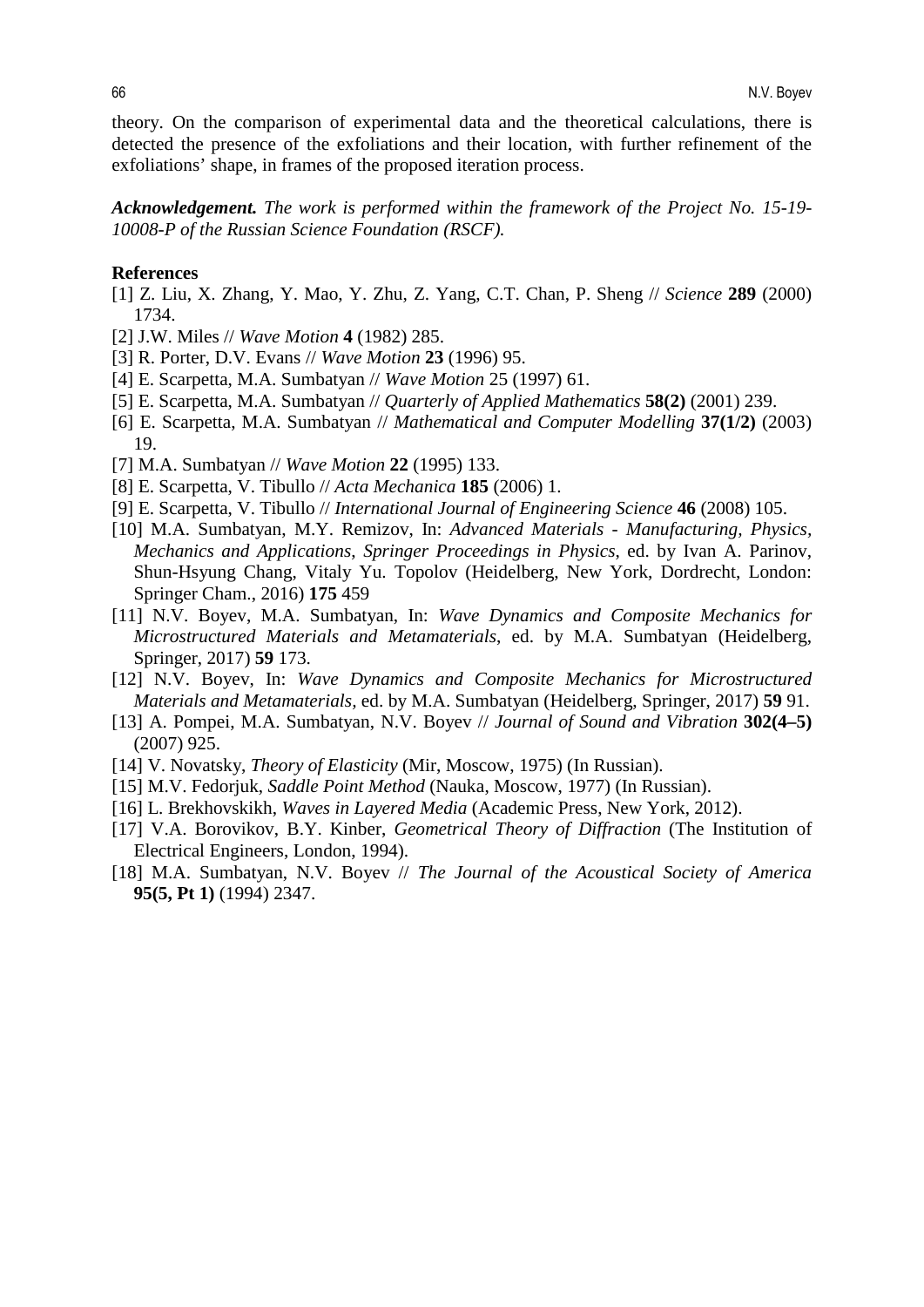theory. On the comparison of experimental data and the theoretical calculations, there is detected the presence of the exfoliations and their location, with further refinement of the exfoliations' shape, in frames of the proposed iteration process.

***Acknowledgement.*** *The work is performed within the framework of the Project No. 15-19-10008-P of the Russian Science Foundation (RSCF).*

**References**

[1] Z. Liu, X. Zhang, Y. Mao, Y. Zhu, Z. Yang, C.T. Chan, P. Sheng // *Science* **289** (2000) 1734.

[2] J.W. Miles // *Wave Motion* **4** (1982) 285.

[3] R. Porter, D.V. Evans // *Wave Motion* **23** (1996) 95.

[4] E. Scarpetta, M.A. Sumbatyan // *Wave Motion* 25 (1997) 61.

[5] E. Scarpetta, M.A. Sumbatyan // *Quarterly of Applied Mathematics* **58(2)** (2001) 239.

[6] E. Scarpetta, M.A. Sumbatyan // *Mathematical and Computer Modelling* **37(1/2)** (2003) 19.

[7] M.A. Sumbatyan // *Wave Motion* **22** (1995) 133.

[8] E. Scarpetta, V. Tibullo // *Acta Mechanica* **185** (2006) 1.

[9] E. Scarpetta, V. Tibullo // *International Journal of Engineering Science* **46** (2008) 105.

[10] M.A. Sumbatyan, M.Y. Remizov, In: *Advanced Materials - Manufacturing, Physics, Mechanics and Applications, Springer Proceedings in Physics*, ed. by Ivan A. Parinov, Shun-Hsyung Chang, Vitaly Yu. Topolov (Heidelberg, New York, Dordrecht, London: Springer Cham., 2016) **175** 459

[11] N.V. Boyev, M.A. Sumbatyan, In: *Wave Dynamics and Composite Mechanics for Microstructured Materials and Metamaterials*, ed. by M.A. Sumbatyan (Heidelberg, Springer, 2017) **59** 173.

[12] N.V. Boyev, In: *Wave Dynamics and Composite Mechanics for Microstructured Materials and Metamaterials*, ed. by M.A. Sumbatyan (Heidelberg, Springer, 2017) **59** 91.

[13] A. Pompei, M.A. Sumbatyan, N.V. Boyev // *Journal of Sound and Vibration* **302(4–5)** (2007) 925.

[14] V. Novatsky, *Theory of Elasticity* (Mir, Moscow, 1975) (In Russian).

[15] M.V. Fedorjuk, *Saddle Point Method* (Nauka, Moscow, 1977) (In Russian).

[16] L. Brekhovskikh, *Waves in Layered Media* (Academic Press, New York, 2012).

[17] V.A. Borovikov, B.Y. Kinber, *Geometrical Theory of Diffraction* (The Institution of Electrical Engineers, London, 1994).

[18] M.A. Sumbatyan, N.V. Boyev // *The Journal of the Acoustical Society of America* **95(5, Pt 1)** (1994) 2347.